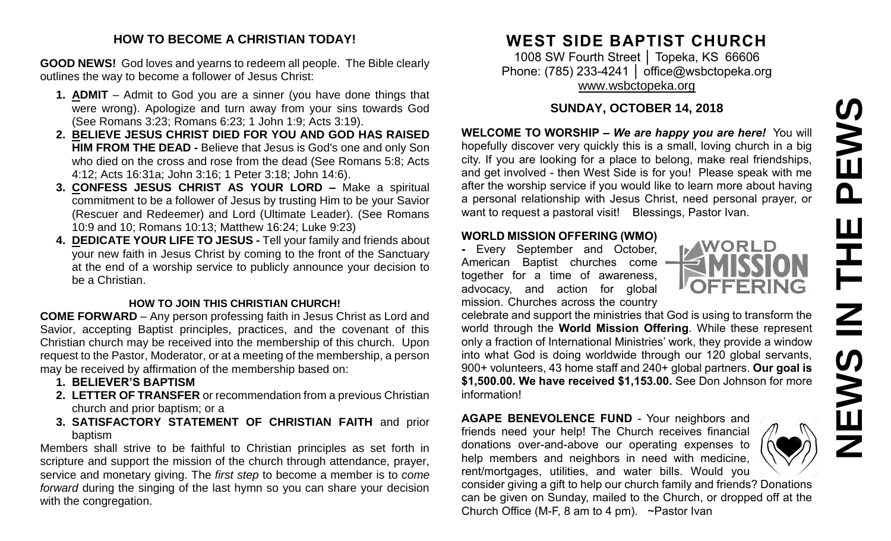## HOW TO BECOME A CHRISTIAN TODAY!

**GOOD NEWS!** God loves and yearns to redeem all people. The Bible clearly outlines the way to become a follower of Jesus Christ:

1. **ADMIT** – Admit to God you are a sinner (you have done things that were wrong). Apologize and turn away from your sins towards God (See Romans 3:23; Romans 6:23; 1 John 1:9; Acts 3:19).
2. **BELIEVE JESUS CHRIST DIED FOR YOU AND GOD HAS RAISED HIM FROM THE DEAD -** Believe that Jesus is God's one and only Son who died on the cross and rose from the dead (See Romans 5:8; Acts 4:12; Acts 16:31a; John 3:16; 1 Peter 3:18; John 14:6).
3. **CONFESS JESUS CHRIST AS YOUR LORD –** Make a spiritual commitment to be a follower of Jesus by trusting Him to be your Savior (Rescuer and Redeemer) and Lord (Ultimate Leader). (See Romans 10:9 and 10; Romans 10:13; Matthew 16:24; Luke 9:23)
4. **DEDICATE YOUR LIFE TO JESUS -** Tell your family and friends about your new faith in Jesus Christ by coming to the front of the Sanctuary at the end of a worship service to publicly announce your decision to be a Christian.

### HOW TO JOIN THIS CHRISTIAN CHURCH!

**COME FORWARD** – Any person professing faith in Jesus Christ as Lord and Savior, accepting Baptist principles, practices, and the covenant of this Christian church may be received into the membership of this church. Upon request to the Pastor, Moderator, or at a meeting of the membership, a person may be received by affirmation of the membership based on:

1. **BELIEVER'S BAPTISM**
2. **LETTER OF TRANSFER** or recommendation from a previous Christian church and prior baptism; or a
3. **SATISFACTORY STATEMENT OF CHRISTIAN FAITH** and prior baptism

Members shall strive to be faithful to Christian principles as set forth in scripture and support the mission of the church through attendance, prayer, service and monetary giving. The *first step* to become a member is to *come forward* during the singing of the last hymn so you can share your decision with the congregation.

# WEST SIDE BAPTIST CHURCH

1008 SW Fourth Street │ Topeka, KS 66606
Phone: (785) 233-4241 │ office@wsbctopeka.org
www.wsbctopeka.org

### SUNDAY, OCTOBER 14, 2018

**WELCOME TO WORSHIP –** ***We are happy you are here!*** You will hopefully discover very quickly this is a small, loving church in a big city. If you are looking for a place to belong, make real friendships, and get involved - then West Side is for you! Please speak with me after the worship service if you would like to learn more about having a personal relationship with Jesus Christ, need personal prayer, or want to request a pastoral visit! Blessings, Pastor Ivan.

**WORLD MISSION OFFERING (WMO) -** Every September and October, American Baptist churches come together for a time of awareness, advocacy, and action for global mission. Churches across the country celebrate and support the ministries that God is using to transform the world through the **World Mission Offering**. While these represent only a fraction of International Ministries' work, they provide a window into what God is doing worldwide through our 120 global servants, 900+ volunteers, 43 home staff and 240+ global partners. **Our goal is $1,500.00. We have received $1,153.00.** See Don Johnson for more information!

**AGAPE BENEVOLENCE FUND** - Your neighbors and friends need your help! The Church receives financial donations over-and-above our operating expenses to help members and neighbors in need with medicine, rent/mortgages, utilities, and water bills. Would you consider giving a gift to help our church family and friends? Donations can be given on Sunday, mailed to the Church, or dropped off at the Church Office (M-F, 8 am to 4 pm). ~Pastor Ivan

# NEWS IN THE PEWS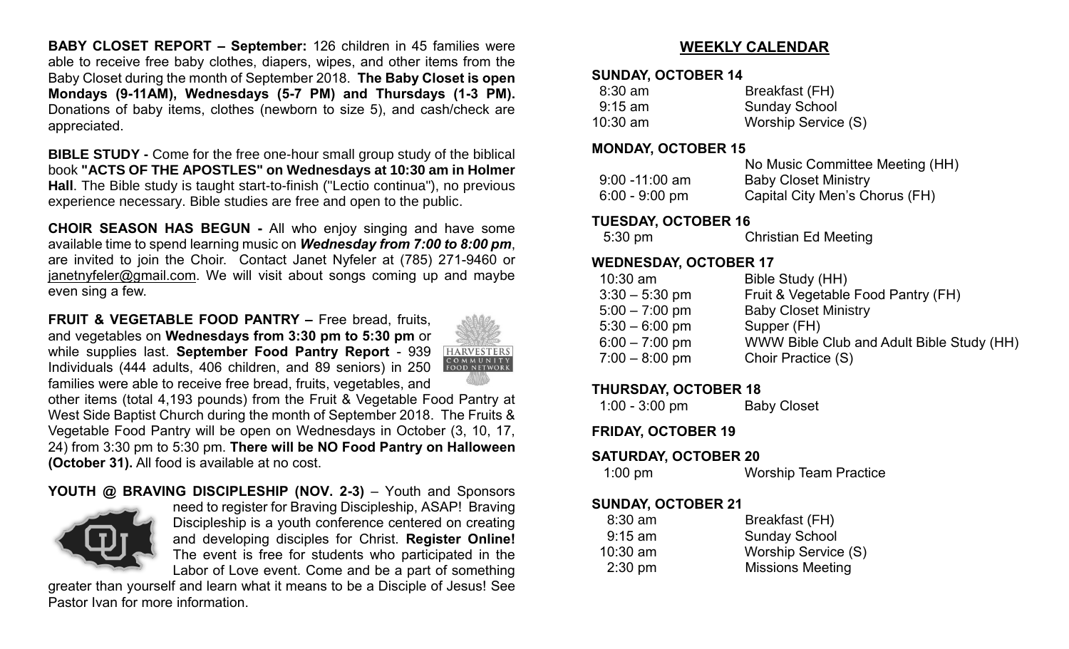**BABY CLOSET REPORT – September:** 126 children in 45 families were able to receive free baby clothes, diapers, wipes, and other items from the Baby Closet during the month of September 2018. **The Baby Closet is open Mondays (9-11AM), Wednesdays (5-7 PM) and Thursdays (1-3 PM).** Donations of baby items, clothes (newborn to size 5), and cash/check are appreciated.

**BIBLE STUDY -** Come for the free one-hour small group study of the biblical book **"ACTS OF THE APOSTLES" on Wednesdays at 10:30 am in Holmer Hall**. The Bible study is taught start-to-finish ("Lectio continua"), no previous experience necessary. Bible studies are free and open to the public.

**CHOIR SEASON HAS BEGUN -** All who enjoy singing and have some available time to spend learning music on ***Wednesday from 7:00 to 8:00 pm***, are invited to join the Choir. Contact Janet Nyfeler at (785) 271-9460 or janetnyfeler@gmail.com. We will visit about songs coming up and maybe even sing a few.

**FRUIT & VEGETABLE FOOD PANTRY –** Free bread, fruits, and vegetables on **Wednesdays from 3:30 pm to 5:30 pm** or while supplies last. **September Food Pantry Report** - 939 Individuals (444 adults, 406 children, and 89 seniors) in 250 families were able to receive free bread, fruits, vegetables, and other items (total 4,193 pounds) from the Fruit & Vegetable Food Pantry at West Side Baptist Church during the month of September 2018. The Fruits & Vegetable Food Pantry will be open on Wednesdays in October (3, 10, 17, 24) from 3:30 pm to 5:30 pm. **There will be NO Food Pantry on Halloween (October 31).** All food is available at no cost.

**YOUTH @ BRAVING DISCIPLESHIP (NOV. 2-3)** – Youth and Sponsors need to register for Braving Discipleship, ASAP! Braving Discipleship is a youth conference centered on creating and developing disciples for Christ. **Register Online!** The event is free for students who participated in the Labor of Love event. Come and be a part of something greater than yourself and learn what it means to be a Disciple of Jesus! See Pastor Ivan for more information.

## WEEKLY CALENDAR

**SUNDAY, OCTOBER 14**

| | |
|---|---|
| 8:30 am | Breakfast (FH) |
| 9:15 am | Sunday School |
| 10:30 am | Worship Service (S) |

**MONDAY, OCTOBER 15**

| | |
|---|---|
| | No Music Committee Meeting (HH) |
| 9:00 -11:00 am | Baby Closet Ministry |
| 6:00 - 9:00 pm | Capital City Men's Chorus (FH) |

**TUESDAY, OCTOBER 16**

| | |
|---|---|
| 5:30 pm | Christian Ed Meeting |

**WEDNESDAY, OCTOBER 17**

| | |
|---|---|
| 10:30 am | Bible Study (HH) |
| 3:30 – 5:30 pm | Fruit & Vegetable Food Pantry (FH) |
| 5:00 – 7:00 pm | Baby Closet Ministry |
| 5:30 – 6:00 pm | Supper (FH) |
| 6:00 – 7:00 pm | WWW Bible Club and Adult Bible Study (HH) |
| 7:00 – 8:00 pm | Choir Practice (S) |

**THURSDAY, OCTOBER 18**

| | |
|---|---|
| 1:00 - 3:00 pm | Baby Closet |

**FRIDAY, OCTOBER 19**

**SATURDAY, OCTOBER 20**

| | |
|---|---|
| 1:00 pm | Worship Team Practice |

**SUNDAY, OCTOBER 21**

| | |
|---|---|
| 8:30 am | Breakfast (FH) |
| 9:15 am | Sunday School |
| 10:30 am | Worship Service (S) |
| 2:30 pm | Missions Meeting |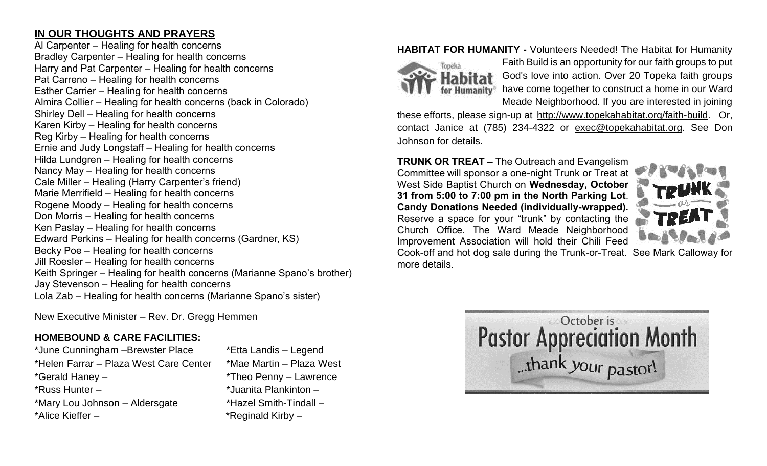## IN OUR THOUGHTS AND PRAYERS

Al Carpenter – Healing for health concerns
Bradley Carpenter – Healing for health concerns
Harry and Pat Carpenter – Healing for health concerns
Pat Carreno – Healing for health concerns
Esther Carrier – Healing for health concerns
Almira Collier – Healing for health concerns (back in Colorado)
Shirley Dell – Healing for health concerns
Karen Kirby – Healing for health concerns
Reg Kirby – Healing for health concerns
Ernie and Judy Longstaff – Healing for health concerns
Hilda Lundgren – Healing for health concerns
Nancy May – Healing for health concerns
Cale Miller – Healing (Harry Carpenter's friend)
Marie Merrifield – Healing for health concerns
Rogene Moody – Healing for health concerns
Don Morris – Healing for health concerns
Ken Paslay – Healing for health concerns
Edward Perkins – Healing for health concerns (Gardner, KS)
Becky Poe – Healing for health concerns
Jill Roesler – Healing for health concerns
Keith Springer – Healing for health concerns (Marianne Spano's brother)
Jay Stevenson – Healing for health concerns
Lola Zab – Healing for health concerns (Marianne Spano's sister)

New Executive Minister – Rev. Dr. Gregg Hemmen

### HOMEBOUND & CARE FACILITIES:

| | |
|---|---|
| *June Cunningham –Brewster Place | *Etta Landis – Legend |
| *Helen Farrar – Plaza West Care Center | *Mae Martin – Plaza West |
| *Gerald Haney – | *Theo Penny – Lawrence |
| *Russ Hunter – | *Juanita Plankinton – |
| *Mary Lou Johnson – Aldersgate | *Hazel Smith-Tindall – |
| *Alice Kieffer – | *Reginald Kirby – |

**HABITAT FOR HUMANITY -** Volunteers Needed! The Habitat for Humanity Faith Build is an opportunity for our faith groups to put God's love into action. Over 20 Topeka faith groups have come together to construct a home in our Ward Meade Neighborhood. If you are interested in joining these efforts, please sign-up at http://www.topekahabitat.org/faith-build. Or, contact Janice at (785) 234-4322 or exec@topekahabitat.org. See Don Johnson for details.

**TRUNK OR TREAT –** The Outreach and Evangelism Committee will sponsor a one-night Trunk or Treat at West Side Baptist Church on **Wednesday, October 31 from 5:00 to 7:00 pm in the North Parking Lot**. **Candy Donations Needed (individually-wrapped).** Reserve a space for your "trunk" by contacting the Church Office. The Ward Meade Neighborhood Improvement Association will hold their Chili Feed Cook-off and hot dog sale during the Trunk-or-Treat. See Mark Calloway for more details.

October is
**Pastor Appreciation Month**
...thank your pastor!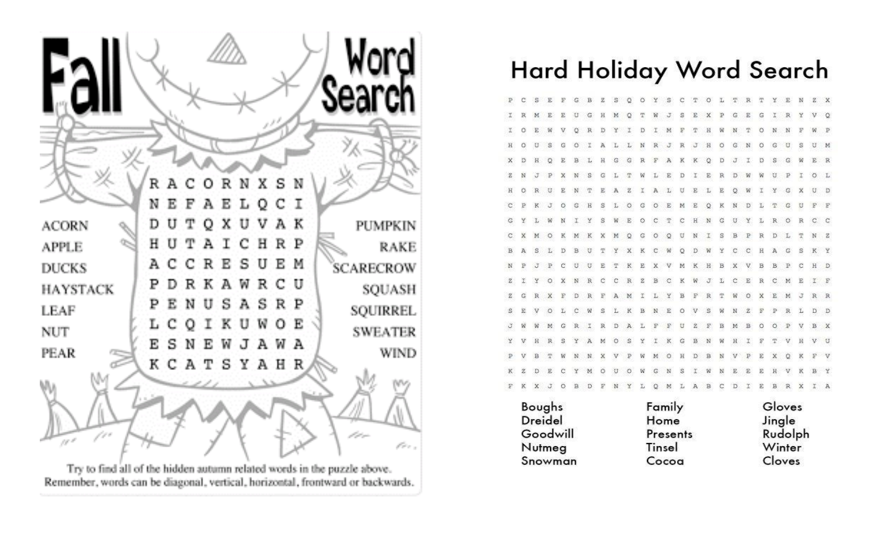# Fall Word Search

R A C O R N X S N
N E F A E L Q C I
D U T Q X U V A K
H U T A I C H R P
A C C R E S U E M
P D R K A W R C U
P E N U S A S R P
L C Q I K U W O E
E S N E W J A W A
K C A T S Y A H R

ACORN
APPLE
DUCKS
HAYSTACK
LEAF
NUT
PEAR

PUMPKIN
RAKE
SCARECROW
SQUASH
SQUIRREL
SWEATER
WIND

Try to find all of the hidden autumn related words in the puzzle above.
Remember, words can be diagonal, vertical, horizontal, frontward or backwards.

# Hard Holiday Word Search

P C S E F G B Z S Q O Y S C T O L T R T Y E N Z X
I R M E E U G H M Q T W J S E X P G E G I R Y V Q
I O E W V Q R D Y I D I M F T H W N T O N N F W P
H O U S G O I A L L N R J R J H O G N O G U S U M
X D H Q E B L H G G R F A K K Q D J I D S G W E R
Z N J P X N S G L T W L E D I E R D W W U P I O L
H O R U E N T E A Z I A L U E L E Q W I Y G X U D
C P K J O G H S L O G O E M E Q K N D L T G U F F
G Y L W N I Y S W E O C T C H N G U Y L R O R C C
C X M O K M K X M Q G O Q U N I S B P R D L T N Z
B A S L D B U T Y X K C W Q D W Y C C H A G S K Y
N P J P C U U E T K E X V M K H B X V B B P C H D
Z I Y O X N R C C R Z B C K W J L C E R C M E I F
Z G R X F D R F A M I L Y B F R T W O X E M J R R
S E V O L C W S L K B N E O V S W N Z F P R L D D
J W W M G R I R D A L F F U Z F B M B O O P V B X
Y V H R S Y A M O S Y I K G B N W H I F T V H V U
P V B T W N N X V P W M O H D B N V P E X Q K F V
K Z D E C Y M O U O W G N S I W N E E E H V K B Y
F K X J O B D F N Y L Q M L A B C D I E B R X I A

Boughs
Dreidel
Goodwill
Nutmeg
Snowman

Family
Home
Presents
Tinsel
Cocoa

Gloves
Jingle
Rudolph
Winter
Cloves